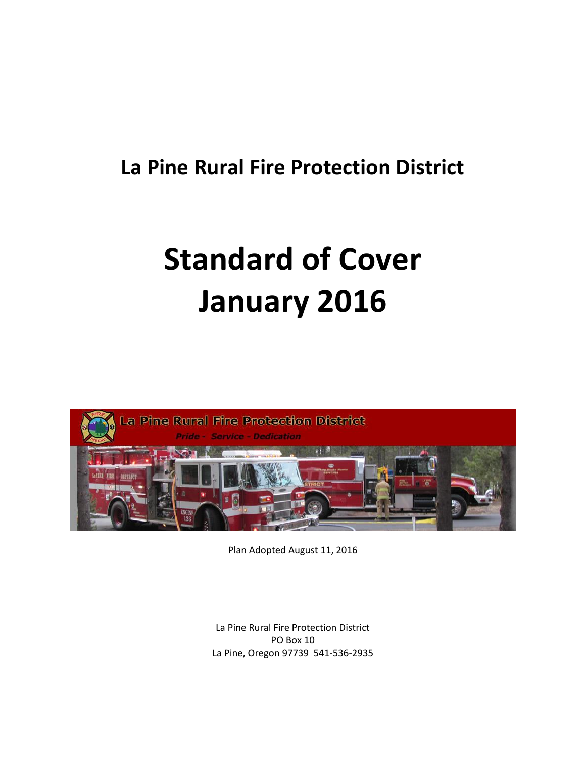# La Pine Rural Fire Protection District

# Standard of Cover January 2016

Plan Adopted August 11, 2016

La Pine Rural Fire Protection District
PO Box 10
La Pine, Oregon 97739 541-536-2935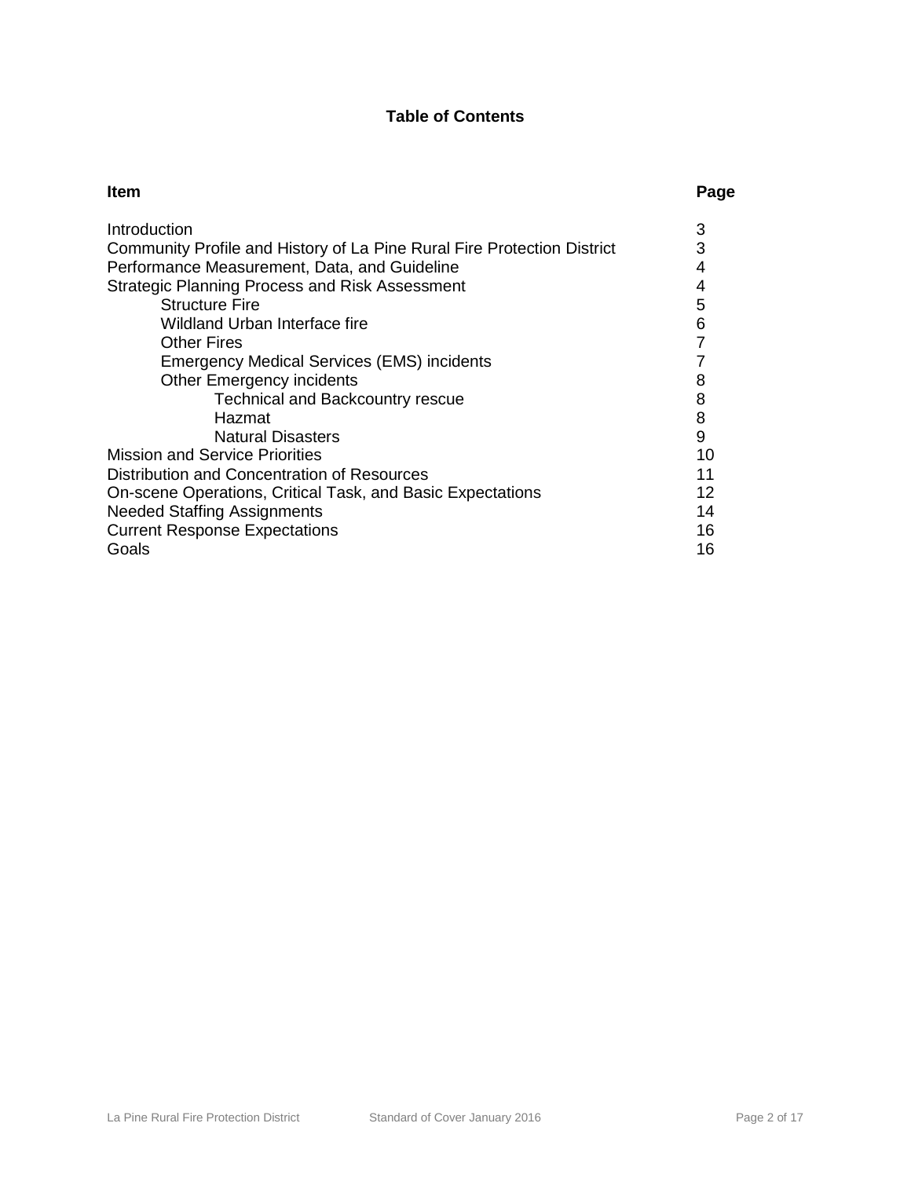# Table of Contents

| Item | Page |
|---|---|
| Introduction | 3 |
| Community Profile and History of La Pine Rural Fire Protection District | 3 |
| Performance Measurement, Data, and Guideline | 4 |
| Strategic Planning Process and Risk Assessment | 4 |
| &nbsp;&nbsp;&nbsp;&nbsp;Structure Fire | 5 |
| &nbsp;&nbsp;&nbsp;&nbsp;Wildland Urban Interface fire | 6 |
| &nbsp;&nbsp;&nbsp;&nbsp;Other Fires | 7 |
| &nbsp;&nbsp;&nbsp;&nbsp;Emergency Medical Services (EMS) incidents | 7 |
| &nbsp;&nbsp;&nbsp;&nbsp;Other Emergency incidents | 8 |
| &nbsp;&nbsp;&nbsp;&nbsp;&nbsp;&nbsp;&nbsp;&nbsp;Technical and Backcountry rescue | 8 |
| &nbsp;&nbsp;&nbsp;&nbsp;&nbsp;&nbsp;&nbsp;&nbsp;Hazmat | 8 |
| &nbsp;&nbsp;&nbsp;&nbsp;&nbsp;&nbsp;&nbsp;&nbsp;Natural Disasters | 9 |
| Mission and Service Priorities | 10 |
| Distribution and Concentration of Resources | 11 |
| On-scene Operations, Critical Task, and Basic Expectations | 12 |
| Needed Staffing Assignments | 14 |
| Current Response Expectations | 16 |
| Goals | 16 |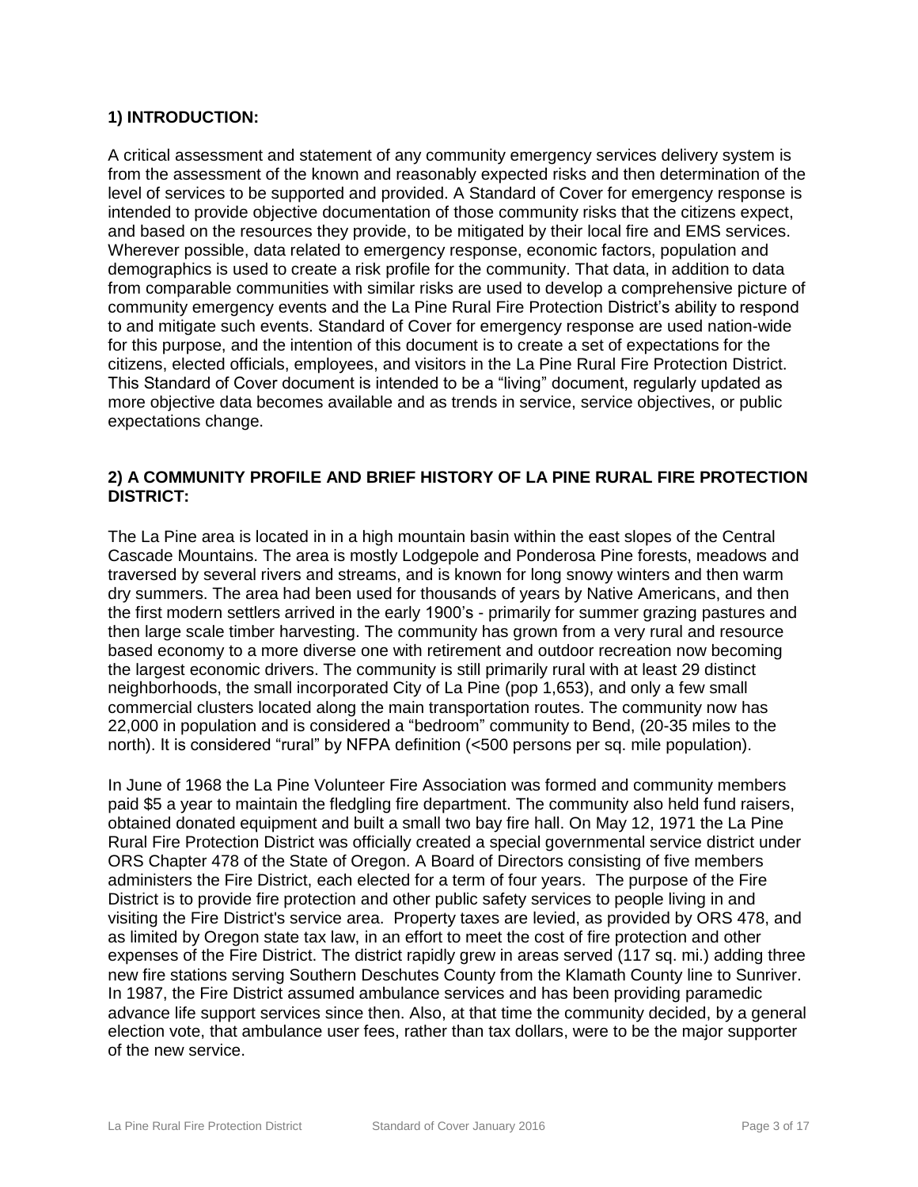## 1) INTRODUCTION:

A critical assessment and statement of any community emergency services delivery system is from the assessment of the known and reasonably expected risks and then determination of the level of services to be supported and provided. A Standard of Cover for emergency response is intended to provide objective documentation of those community risks that the citizens expect, and based on the resources they provide, to be mitigated by their local fire and EMS services. Wherever possible, data related to emergency response, economic factors, population and demographics is used to create a risk profile for the community. That data, in addition to data from comparable communities with similar risks are used to develop a comprehensive picture of community emergency events and the La Pine Rural Fire Protection District's ability to respond to and mitigate such events. Standard of Cover for emergency response are used nation-wide for this purpose, and the intention of this document is to create a set of expectations for the citizens, elected officials, employees, and visitors in the La Pine Rural Fire Protection District. This Standard of Cover document is intended to be a "living" document, regularly updated as more objective data becomes available and as trends in service, service objectives, or public expectations change.

## 2) A COMMUNITY PROFILE AND BRIEF HISTORY OF LA PINE RURAL FIRE PROTECTION DISTRICT:

The La Pine area is located in in a high mountain basin within the east slopes of the Central Cascade Mountains. The area is mostly Lodgepole and Ponderosa Pine forests, meadows and traversed by several rivers and streams, and is known for long snowy winters and then warm dry summers. The area had been used for thousands of years by Native Americans, and then the first modern settlers arrived in the early 1900's - primarily for summer grazing pastures and then large scale timber harvesting. The community has grown from a very rural and resource based economy to a more diverse one with retirement and outdoor recreation now becoming the largest economic drivers. The community is still primarily rural with at least 29 distinct neighborhoods, the small incorporated City of La Pine (pop 1,653), and only a few small commercial clusters located along the main transportation routes. The community now has 22,000 in population and is considered a "bedroom" community to Bend, (20-35 miles to the north). It is considered "rural" by NFPA definition (<500 persons per sq. mile population).

In June of 1968 the La Pine Volunteer Fire Association was formed and community members paid $5 a year to maintain the fledgling fire department. The community also held fund raisers, obtained donated equipment and built a small two bay fire hall. On May 12, 1971 the La Pine Rural Fire Protection District was officially created a special governmental service district under ORS Chapter 478 of the State of Oregon. A Board of Directors consisting of five members administers the Fire District, each elected for a term of four years. The purpose of the Fire District is to provide fire protection and other public safety services to people living in and visiting the Fire District's service area. Property taxes are levied, as provided by ORS 478, and as limited by Oregon state tax law, in an effort to meet the cost of fire protection and other expenses of the Fire District. The district rapidly grew in areas served (117 sq. mi.) adding three new fire stations serving Southern Deschutes County from the Klamath County line to Sunriver. In 1987, the Fire District assumed ambulance services and has been providing paramedic advance life support services since then. Also, at that time the community decided, by a general election vote, that ambulance user fees, rather than tax dollars, were to be the major supporter of the new service.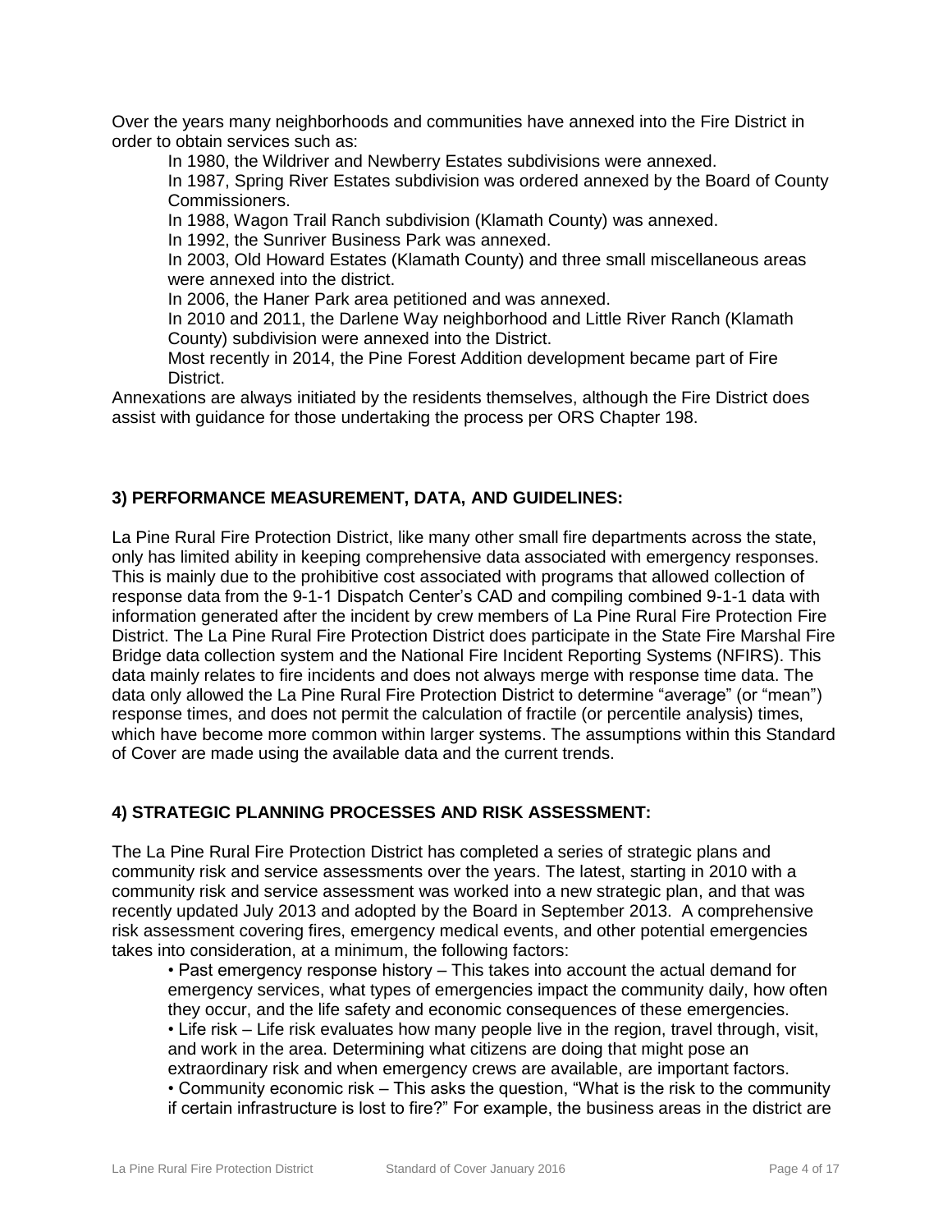Over the years many neighborhoods and communities have annexed into the Fire District in order to obtain services such as:

In 1980, the Wildriver and Newberry Estates subdivisions were annexed.

In 1987, Spring River Estates subdivision was ordered annexed by the Board of County Commissioners.

In 1988, Wagon Trail Ranch subdivision (Klamath County) was annexed.

In 1992, the Sunriver Business Park was annexed.

In 2003, Old Howard Estates (Klamath County) and three small miscellaneous areas were annexed into the district.

In 2006, the Haner Park area petitioned and was annexed.

In 2010 and 2011, the Darlene Way neighborhood and Little River Ranch (Klamath County) subdivision were annexed into the District.

Most recently in 2014, the Pine Forest Addition development became part of Fire District.

Annexations are always initiated by the residents themselves, although the Fire District does assist with guidance for those undertaking the process per ORS Chapter 198.

## 3) PERFORMANCE MEASUREMENT, DATA, AND GUIDELINES:

La Pine Rural Fire Protection District, like many other small fire departments across the state, only has limited ability in keeping comprehensive data associated with emergency responses. This is mainly due to the prohibitive cost associated with programs that allowed collection of response data from the 9-1-1 Dispatch Center's CAD and compiling combined 9-1-1 data with information generated after the incident by crew members of La Pine Rural Fire Protection Fire District. The La Pine Rural Fire Protection District does participate in the State Fire Marshal Fire Bridge data collection system and the National Fire Incident Reporting Systems (NFIRS). This data mainly relates to fire incidents and does not always merge with response time data. The data only allowed the La Pine Rural Fire Protection District to determine "average" (or "mean") response times, and does not permit the calculation of fractile (or percentile analysis) times, which have become more common within larger systems. The assumptions within this Standard of Cover are made using the available data and the current trends.

## 4) STRATEGIC PLANNING PROCESSES AND RISK ASSESSMENT:

The La Pine Rural Fire Protection District has completed a series of strategic plans and community risk and service assessments over the years. The latest, starting in 2010 with a community risk and service assessment was worked into a new strategic plan, and that was recently updated July 2013 and adopted by the Board in September 2013. A comprehensive risk assessment covering fires, emergency medical events, and other potential emergencies takes into consideration, at a minimum, the following factors:

- Past emergency response history – This takes into account the actual demand for emergency services, what types of emergencies impact the community daily, how often they occur, and the life safety and economic consequences of these emergencies.
- Life risk – Life risk evaluates how many people live in the region, travel through, visit, and work in the area. Determining what citizens are doing that might pose an extraordinary risk and when emergency crews are available, are important factors.
- Community economic risk – This asks the question, "What is the risk to the community if certain infrastructure is lost to fire?" For example, the business areas in the district are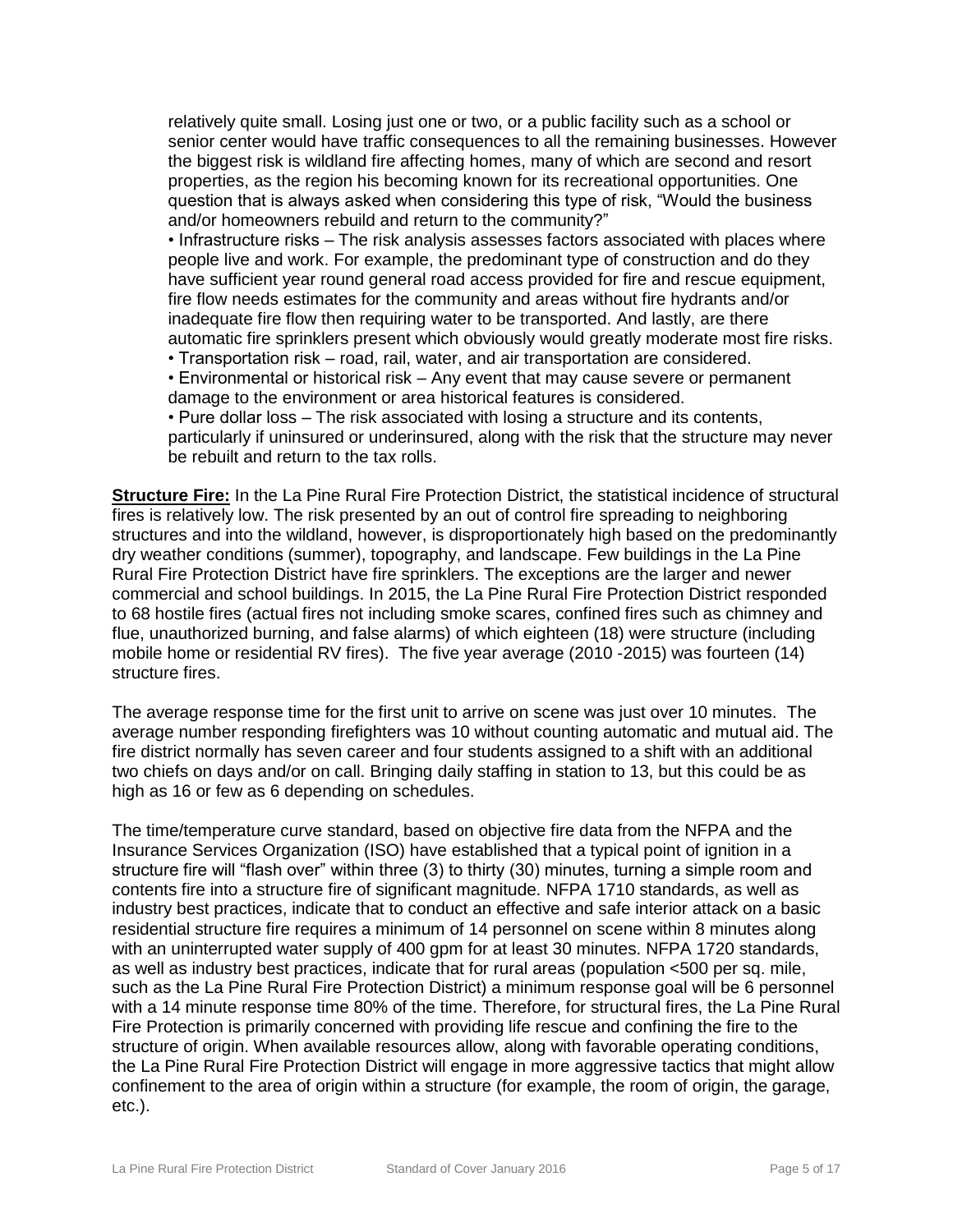relatively quite small. Losing just one or two, or a public facility such as a school or senior center would have traffic consequences to all the remaining businesses. However the biggest risk is wildland fire affecting homes, many of which are second and resort properties, as the region his becoming known for its recreational opportunities. One question that is always asked when considering this type of risk, "Would the business and/or homeowners rebuild and return to the community?"

- Infrastructure risks – The risk analysis assesses factors associated with places where people live and work. For example, the predominant type of construction and do they have sufficient year round general road access provided for fire and rescue equipment, fire flow needs estimates for the community and areas without fire hydrants and/or inadequate fire flow then requiring water to be transported. And lastly, are there automatic fire sprinklers present which obviously would greatly moderate most fire risks.
- Transportation risk – road, rail, water, and air transportation are considered.
- Environmental or historical risk – Any event that may cause severe or permanent damage to the environment or area historical features is considered.
- Pure dollar loss – The risk associated with losing a structure and its contents, particularly if uninsured or underinsured, along with the risk that the structure may never be rebuilt and return to the tax rolls.

**Structure Fire:** In the La Pine Rural Fire Protection District, the statistical incidence of structural fires is relatively low. The risk presented by an out of control fire spreading to neighboring structures and into the wildland, however, is disproportionately high based on the predominantly dry weather conditions (summer), topography, and landscape. Few buildings in the La Pine Rural Fire Protection District have fire sprinklers. The exceptions are the larger and newer commercial and school buildings. In 2015, the La Pine Rural Fire Protection District responded to 68 hostile fires (actual fires not including smoke scares, confined fires such as chimney and flue, unauthorized burning, and false alarms) of which eighteen (18) were structure (including mobile home or residential RV fires). The five year average (2010 -2015) was fourteen (14) structure fires.

The average response time for the first unit to arrive on scene was just over 10 minutes. The average number responding firefighters was 10 without counting automatic and mutual aid. The fire district normally has seven career and four students assigned to a shift with an additional two chiefs on days and/or on call. Bringing daily staffing in station to 13, but this could be as high as 16 or few as 6 depending on schedules.

The time/temperature curve standard, based on objective fire data from the NFPA and the Insurance Services Organization (ISO) have established that a typical point of ignition in a structure fire will "flash over" within three (3) to thirty (30) minutes, turning a simple room and contents fire into a structure fire of significant magnitude. NFPA 1710 standards, as well as industry best practices, indicate that to conduct an effective and safe interior attack on a basic residential structure fire requires a minimum of 14 personnel on scene within 8 minutes along with an uninterrupted water supply of 400 gpm for at least 30 minutes. NFPA 1720 standards, as well as industry best practices, indicate that for rural areas (population <500 per sq. mile, such as the La Pine Rural Fire Protection District) a minimum response goal will be 6 personnel with a 14 minute response time 80% of the time. Therefore, for structural fires, the La Pine Rural Fire Protection is primarily concerned with providing life rescue and confining the fire to the structure of origin. When available resources allow, along with favorable operating conditions, the La Pine Rural Fire Protection District will engage in more aggressive tactics that might allow confinement to the area of origin within a structure (for example, the room of origin, the garage, etc.).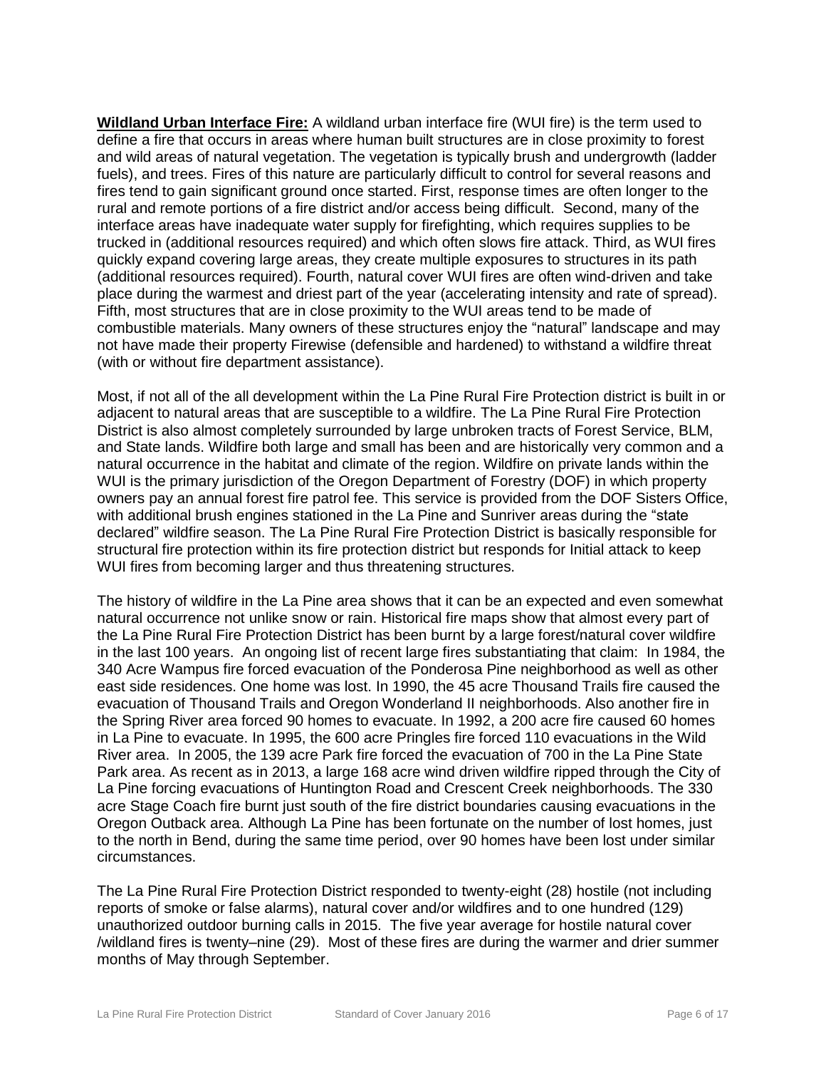**Wildland Urban Interface Fire:** A wildland urban interface fire (WUI fire) is the term used to define a fire that occurs in areas where human built structures are in close proximity to forest and wild areas of natural vegetation. The vegetation is typically brush and undergrowth (ladder fuels), and trees. Fires of this nature are particularly difficult to control for several reasons and fires tend to gain significant ground once started. First, response times are often longer to the rural and remote portions of a fire district and/or access being difficult. Second, many of the interface areas have inadequate water supply for firefighting, which requires supplies to be trucked in (additional resources required) and which often slows fire attack. Third, as WUI fires quickly expand covering large areas, they create multiple exposures to structures in its path (additional resources required). Fourth, natural cover WUI fires are often wind-driven and take place during the warmest and driest part of the year (accelerating intensity and rate of spread). Fifth, most structures that are in close proximity to the WUI areas tend to be made of combustible materials. Many owners of these structures enjoy the "natural" landscape and may not have made their property Firewise (defensible and hardened) to withstand a wildfire threat (with or without fire department assistance).

Most, if not all of the all development within the La Pine Rural Fire Protection district is built in or adjacent to natural areas that are susceptible to a wildfire. The La Pine Rural Fire Protection District is also almost completely surrounded by large unbroken tracts of Forest Service, BLM, and State lands. Wildfire both large and small has been and are historically very common and a natural occurrence in the habitat and climate of the region. Wildfire on private lands within the WUI is the primary jurisdiction of the Oregon Department of Forestry (DOF) in which property owners pay an annual forest fire patrol fee. This service is provided from the DOF Sisters Office, with additional brush engines stationed in the La Pine and Sunriver areas during the "state declared" wildfire season. The La Pine Rural Fire Protection District is basically responsible for structural fire protection within its fire protection district but responds for Initial attack to keep WUI fires from becoming larger and thus threatening structures.

The history of wildfire in the La Pine area shows that it can be an expected and even somewhat natural occurrence not unlike snow or rain. Historical fire maps show that almost every part of the La Pine Rural Fire Protection District has been burnt by a large forest/natural cover wildfire in the last 100 years. An ongoing list of recent large fires substantiating that claim: In 1984, the 340 Acre Wampus fire forced evacuation of the Ponderosa Pine neighborhood as well as other east side residences. One home was lost. In 1990, the 45 acre Thousand Trails fire caused the evacuation of Thousand Trails and Oregon Wonderland II neighborhoods. Also another fire in the Spring River area forced 90 homes to evacuate. In 1992, a 200 acre fire caused 60 homes in La Pine to evacuate. In 1995, the 600 acre Pringles fire forced 110 evacuations in the Wild River area. In 2005, the 139 acre Park fire forced the evacuation of 700 in the La Pine State Park area. As recent as in 2013, a large 168 acre wind driven wildfire ripped through the City of La Pine forcing evacuations of Huntington Road and Crescent Creek neighborhoods. The 330 acre Stage Coach fire burnt just south of the fire district boundaries causing evacuations in the Oregon Outback area. Although La Pine has been fortunate on the number of lost homes, just to the north in Bend, during the same time period, over 90 homes have been lost under similar circumstances.

The La Pine Rural Fire Protection District responded to twenty-eight (28) hostile (not including reports of smoke or false alarms), natural cover and/or wildfires and to one hundred (129) unauthorized outdoor burning calls in 2015. The five year average for hostile natural cover /wildland fires is twenty–nine (29). Most of these fires are during the warmer and drier summer months of May through September.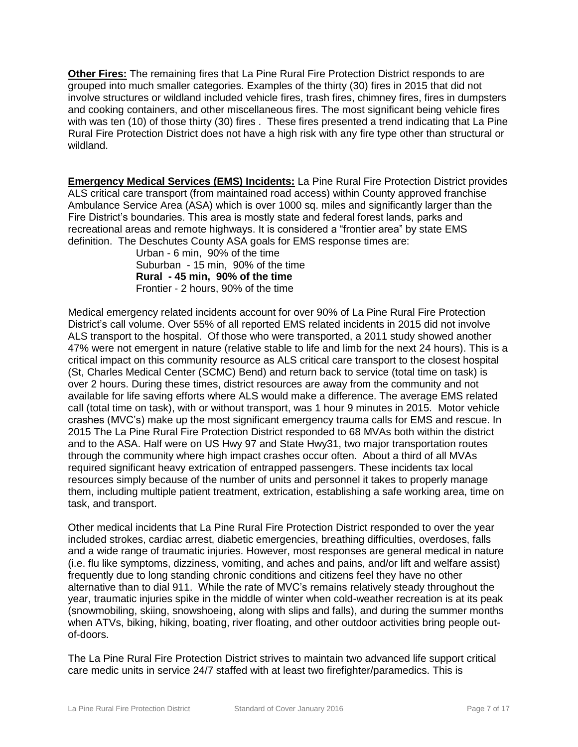**Other Fires:** The remaining fires that La Pine Rural Fire Protection District responds to are grouped into much smaller categories. Examples of the thirty (30) fires in 2015 that did not involve structures or wildland included vehicle fires, trash fires, chimney fires, fires in dumpsters and cooking containers, and other miscellaneous fires. The most significant being vehicle fires with was ten (10) of those thirty (30) fires . These fires presented a trend indicating that La Pine Rural Fire Protection District does not have a high risk with any fire type other than structural or wildland.

**Emergency Medical Services (EMS) Incidents:** La Pine Rural Fire Protection District provides ALS critical care transport (from maintained road access) within County approved franchise Ambulance Service Area (ASA) which is over 1000 sq. miles and significantly larger than the Fire District's boundaries. This area is mostly state and federal forest lands, parks and recreational areas and remote highways. It is considered a "frontier area" by state EMS definition. The Deschutes County ASA goals for EMS response times are:

Urban - 6 min, 90% of the time
Suburban - 15 min, 90% of the time
**Rural - 45 min, 90% of the time**
Frontier - 2 hours, 90% of the time

Medical emergency related incidents account for over 90% of La Pine Rural Fire Protection District's call volume. Over 55% of all reported EMS related incidents in 2015 did not involve ALS transport to the hospital. Of those who were transported, a 2011 study showed another 47% were not emergent in nature (relative stable to life and limb for the next 24 hours). This is a critical impact on this community resource as ALS critical care transport to the closest hospital (St, Charles Medical Center (SCMC) Bend) and return back to service (total time on task) is over 2 hours. During these times, district resources are away from the community and not available for life saving efforts where ALS would make a difference. The average EMS related call (total time on task), with or without transport, was 1 hour 9 minutes in 2015. Motor vehicle crashes (MVC's) make up the most significant emergency trauma calls for EMS and rescue. In 2015 The La Pine Rural Fire Protection District responded to 68 MVAs both within the district and to the ASA. Half were on US Hwy 97 and State Hwy31, two major transportation routes through the community where high impact crashes occur often. About a third of all MVAs required significant heavy extrication of entrapped passengers. These incidents tax local resources simply because of the number of units and personnel it takes to properly manage them, including multiple patient treatment, extrication, establishing a safe working area, time on task, and transport.

Other medical incidents that La Pine Rural Fire Protection District responded to over the year included strokes, cardiac arrest, diabetic emergencies, breathing difficulties, overdoses, falls and a wide range of traumatic injuries. However, most responses are general medical in nature (i.e. flu like symptoms, dizziness, vomiting, and aches and pains, and/or lift and welfare assist) frequently due to long standing chronic conditions and citizens feel they have no other alternative than to dial 911. While the rate of MVC's remains relatively steady throughout the year, traumatic injuries spike in the middle of winter when cold-weather recreation is at its peak (snowmobiling, skiing, snowshoeing, along with slips and falls), and during the summer months when ATVs, biking, hiking, boating, river floating, and other outdoor activities bring people out-of-doors.

The La Pine Rural Fire Protection District strives to maintain two advanced life support critical care medic units in service 24/7 staffed with at least two firefighter/paramedics. This is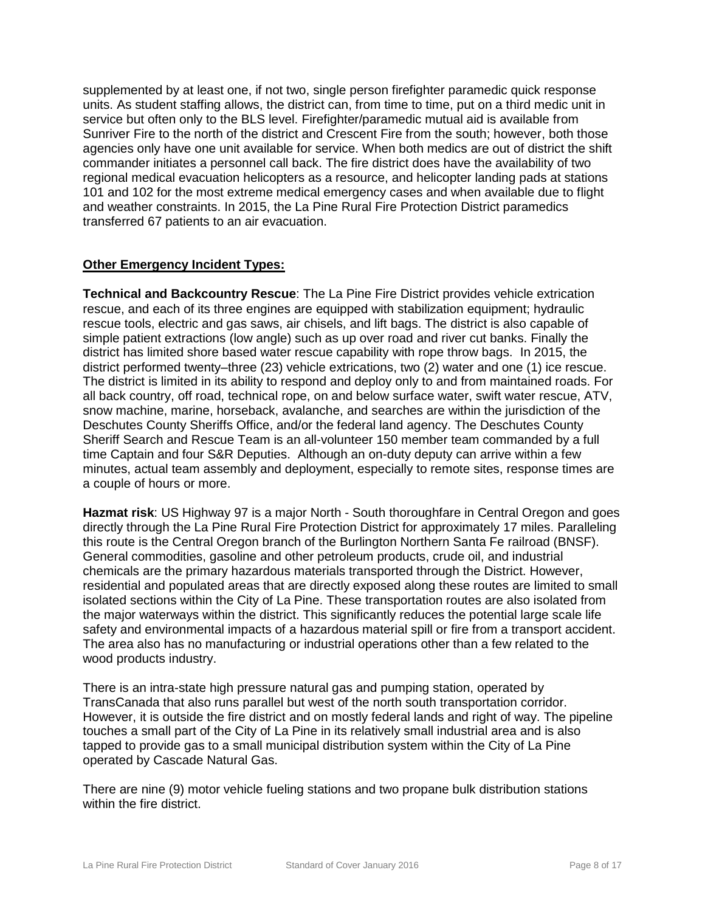supplemented by at least one, if not two, single person firefighter paramedic quick response units. As student staffing allows, the district can, from time to time, put on a third medic unit in service but often only to the BLS level. Firefighter/paramedic mutual aid is available from Sunriver Fire to the north of the district and Crescent Fire from the south; however, both those agencies only have one unit available for service. When both medics are out of district the shift commander initiates a personnel call back. The fire district does have the availability of two regional medical evacuation helicopters as a resource, and helicopter landing pads at stations 101 and 102 for the most extreme medical emergency cases and when available due to flight and weather constraints. In 2015, the La Pine Rural Fire Protection District paramedics transferred 67 patients to an air evacuation.

**Other Emergency Incident Types:**

**Technical and Backcountry Rescue**: The La Pine Fire District provides vehicle extrication rescue, and each of its three engines are equipped with stabilization equipment; hydraulic rescue tools, electric and gas saws, air chisels, and lift bags. The district is also capable of simple patient extractions (low angle) such as up over road and river cut banks. Finally the district has limited shore based water rescue capability with rope throw bags. In 2015, the district performed twenty–three (23) vehicle extrications, two (2) water and one (1) ice rescue. The district is limited in its ability to respond and deploy only to and from maintained roads. For all back country, off road, technical rope, on and below surface water, swift water rescue, ATV, snow machine, marine, horseback, avalanche, and searches are within the jurisdiction of the Deschutes County Sheriffs Office, and/or the federal land agency. The Deschutes County Sheriff Search and Rescue Team is an all-volunteer 150 member team commanded by a full time Captain and four S&R Deputies. Although an on-duty deputy can arrive within a few minutes, actual team assembly and deployment, especially to remote sites, response times are a couple of hours or more.

**Hazmat risk**: US Highway 97 is a major North - South thoroughfare in Central Oregon and goes directly through the La Pine Rural Fire Protection District for approximately 17 miles. Paralleling this route is the Central Oregon branch of the Burlington Northern Santa Fe railroad (BNSF). General commodities, gasoline and other petroleum products, crude oil, and industrial chemicals are the primary hazardous materials transported through the District. However, residential and populated areas that are directly exposed along these routes are limited to small isolated sections within the City of La Pine. These transportation routes are also isolated from the major waterways within the district. This significantly reduces the potential large scale life safety and environmental impacts of a hazardous material spill or fire from a transport accident. The area also has no manufacturing or industrial operations other than a few related to the wood products industry.

There is an intra-state high pressure natural gas and pumping station, operated by TransCanada that also runs parallel but west of the north south transportation corridor. However, it is outside the fire district and on mostly federal lands and right of way. The pipeline touches a small part of the City of La Pine in its relatively small industrial area and is also tapped to provide gas to a small municipal distribution system within the City of La Pine operated by Cascade Natural Gas.

There are nine (9) motor vehicle fueling stations and two propane bulk distribution stations within the fire district.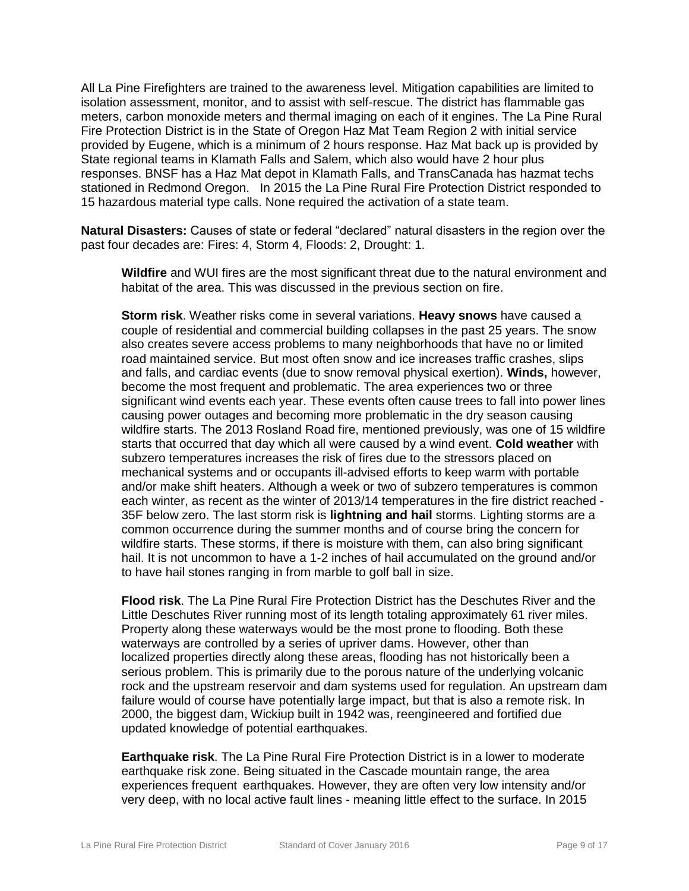All La Pine Firefighters are trained to the awareness level. Mitigation capabilities are limited to isolation assessment, monitor, and to assist with self-rescue. The district has flammable gas meters, carbon monoxide meters and thermal imaging on each of it engines. The La Pine Rural Fire Protection District is in the State of Oregon Haz Mat Team Region 2 with initial service provided by Eugene, which is a minimum of 2 hours response. Haz Mat back up is provided by State regional teams in Klamath Falls and Salem, which also would have 2 hour plus responses. BNSF has a Haz Mat depot in Klamath Falls, and TransCanada has hazmat techs stationed in Redmond Oregon. In 2015 the La Pine Rural Fire Protection District responded to 15 hazardous material type calls. None required the activation of a state team.

**Natural Disasters:** Causes of state or federal "declared" natural disasters in the region over the past four decades are: Fires: 4, Storm 4, Floods: 2, Drought: 1.

**Wildfire** and WUI fires are the most significant threat due to the natural environment and habitat of the area. This was discussed in the previous section on fire.

**Storm risk**. Weather risks come in several variations. **Heavy snows** have caused a couple of residential and commercial building collapses in the past 25 years. The snow also creates severe access problems to many neighborhoods that have no or limited road maintained service. But most often snow and ice increases traffic crashes, slips and falls, and cardiac events (due to snow removal physical exertion). **Winds,** however, become the most frequent and problematic. The area experiences two or three significant wind events each year. These events often cause trees to fall into power lines causing power outages and becoming more problematic in the dry season causing wildfire starts. The 2013 Rosland Road fire, mentioned previously, was one of 15 wildfire starts that occurred that day which all were caused by a wind event. **Cold weather** with subzero temperatures increases the risk of fires due to the stressors placed on mechanical systems and or occupants ill-advised efforts to keep warm with portable and/or make shift heaters. Although a week or two of subzero temperatures is common each winter, as recent as the winter of 2013/14 temperatures in the fire district reached -35F below zero. The last storm risk is **lightning and hail** storms. Lighting storms are a common occurrence during the summer months and of course bring the concern for wildfire starts. These storms, if there is moisture with them, can also bring significant hail. It is not uncommon to have a 1-2 inches of hail accumulated on the ground and/or to have hail stones ranging in from marble to golf ball in size.

**Flood risk**. The La Pine Rural Fire Protection District has the Deschutes River and the Little Deschutes River running most of its length totaling approximately 61 river miles. Property along these waterways would be the most prone to flooding. Both these waterways are controlled by a series of upriver dams. However, other than localized properties directly along these areas, flooding has not historically been a serious problem. This is primarily due to the porous nature of the underlying volcanic rock and the upstream reservoir and dam systems used for regulation. An upstream dam failure would of course have potentially large impact, but that is also a remote risk. In 2000, the biggest dam, Wickiup built in 1942 was, reengineered and fortified due updated knowledge of potential earthquakes.

**Earthquake risk**. The La Pine Rural Fire Protection District is in a lower to moderate earthquake risk zone. Being situated in the Cascade mountain range, the area experiences frequent earthquakes. However, they are often very low intensity and/or very deep, with no local active fault lines - meaning little effect to the surface. In 2015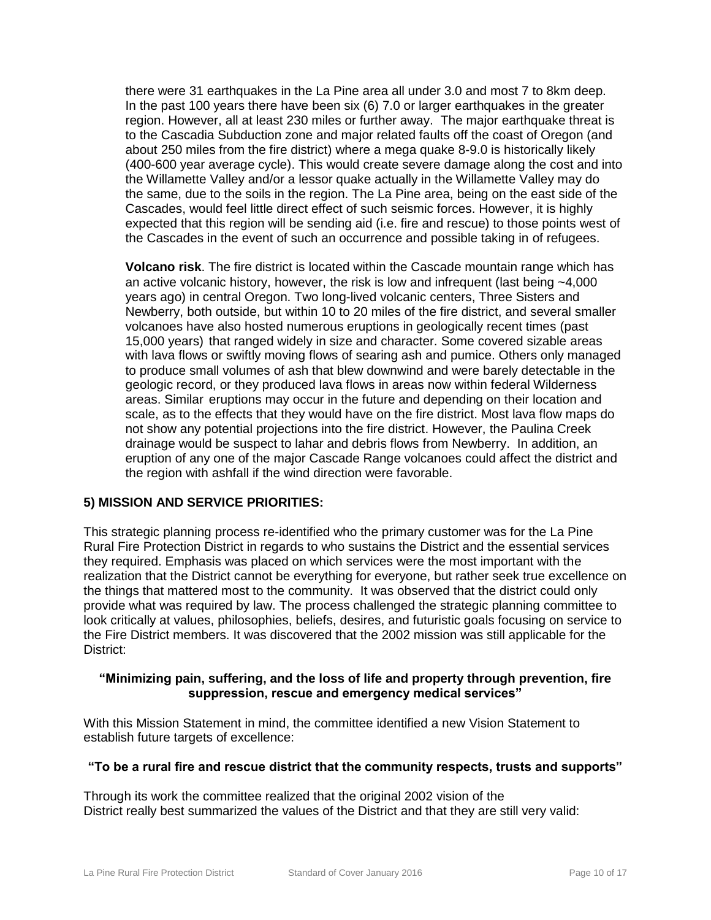there were 31 earthquakes in the La Pine area all under 3.0 and most 7 to 8km deep. In the past 100 years there have been six (6) 7.0 or larger earthquakes in the greater region. However, all at least 230 miles or further away. The major earthquake threat is to the Cascadia Subduction zone and major related faults off the coast of Oregon (and about 250 miles from the fire district) where a mega quake 8-9.0 is historically likely (400-600 year average cycle). This would create severe damage along the cost and into the Willamette Valley and/or a lessor quake actually in the Willamette Valley may do the same, due to the soils in the region. The La Pine area, being on the east side of the Cascades, would feel little direct effect of such seismic forces. However, it is highly expected that this region will be sending aid (i.e. fire and rescue) to those points west of the Cascades in the event of such an occurrence and possible taking in of refugees.

**Volcano risk**. The fire district is located within the Cascade mountain range which has an active volcanic history, however, the risk is low and infrequent (last being ~4,000 years ago) in central Oregon. Two long-lived volcanic centers, Three Sisters and Newberry, both outside, but within 10 to 20 miles of the fire district, and several smaller volcanoes have also hosted numerous eruptions in geologically recent times (past 15,000 years) that ranged widely in size and character. Some covered sizable areas with lava flows or swiftly moving flows of searing ash and pumice. Others only managed to produce small volumes of ash that blew downwind and were barely detectable in the geologic record, or they produced lava flows in areas now within federal Wilderness areas. Similar eruptions may occur in the future and depending on their location and scale, as to the effects that they would have on the fire district. Most lava flow maps do not show any potential projections into the fire district. However, the Paulina Creek drainage would be suspect to lahar and debris flows from Newberry. In addition, an eruption of any one of the major Cascade Range volcanoes could affect the district and the region with ashfall if the wind direction were favorable.

## 5) MISSION AND SERVICE PRIORITIES:

This strategic planning process re-identified who the primary customer was for the La Pine Rural Fire Protection District in regards to who sustains the District and the essential services they required. Emphasis was placed on which services were the most important with the realization that the District cannot be everything for everyone, but rather seek true excellence on the things that mattered most to the community. It was observed that the district could only provide what was required by law. The process challenged the strategic planning committee to look critically at values, philosophies, beliefs, desires, and futuristic goals focusing on service to the Fire District members. It was discovered that the 2002 mission was still applicable for the District:

**"Minimizing pain, suffering, and the loss of life and property through prevention, fire suppression, rescue and emergency medical services"**

With this Mission Statement in mind, the committee identified a new Vision Statement to establish future targets of excellence:

**"To be a rural fire and rescue district that the community respects, trusts and supports"**

Through its work the committee realized that the original 2002 vision of the District really best summarized the values of the District and that they are still very valid: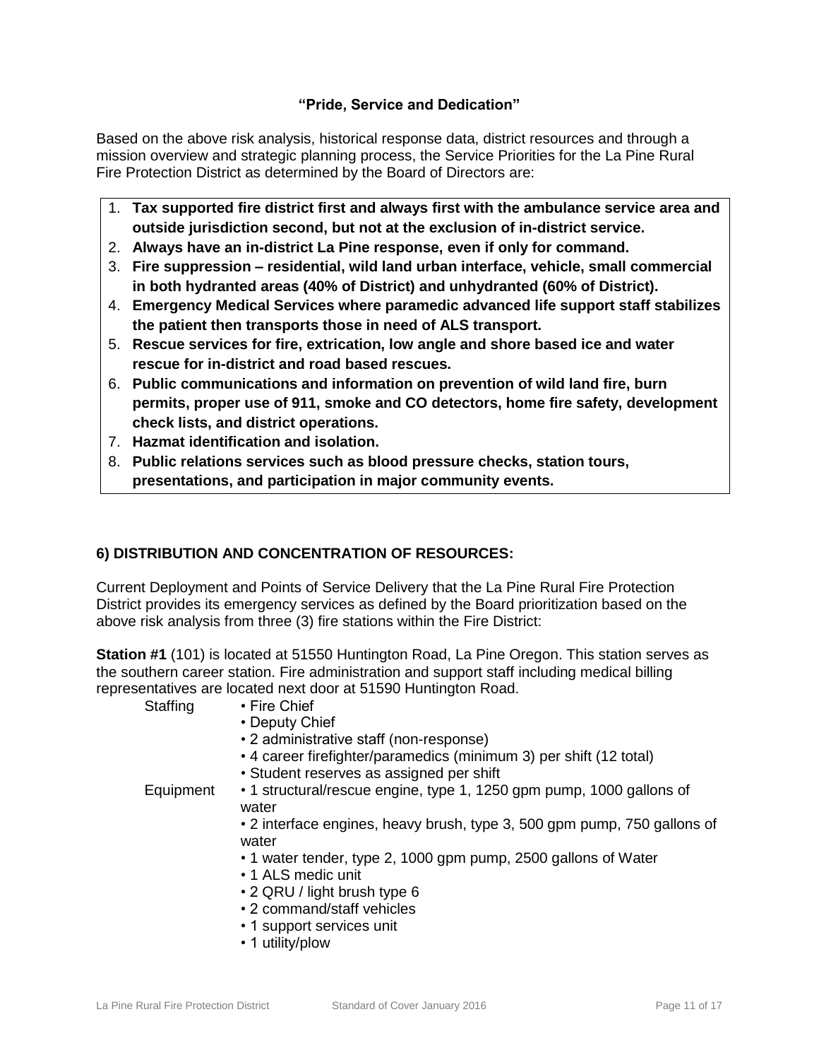**"Pride, Service and Dedication"**

Based on the above risk analysis, historical response data, district resources and through a mission overview and strategic planning process, the Service Priorities for the La Pine Rural Fire Protection District as determined by the Board of Directors are:

1. **Tax supported fire district first and always first with the ambulance service area and outside jurisdiction second, but not at the exclusion of in-district service.**
2. **Always have an in-district La Pine response, even if only for command.**
3. **Fire suppression – residential, wild land urban interface, vehicle, small commercial in both hydranted areas (40% of District) and unhydranted (60% of District).**
4. **Emergency Medical Services where paramedic advanced life support staff stabilizes the patient then transports those in need of ALS transport.**
5. **Rescue services for fire, extrication, low angle and shore based ice and water rescue for in-district and road based rescues.**
6. **Public communications and information on prevention of wild land fire, burn permits, proper use of 911, smoke and CO detectors, home fire safety, development check lists, and district operations.**
7. **Hazmat identification and isolation.**
8. **Public relations services such as blood pressure checks, station tours, presentations, and participation in major community events.**

## 6) DISTRIBUTION AND CONCENTRATION OF RESOURCES:

Current Deployment and Points of Service Delivery that the La Pine Rural Fire Protection District provides its emergency services as defined by the Board prioritization based on the above risk analysis from three (3) fire stations within the Fire District:

**Station #1** (101) is located at 51550 Huntington Road, La Pine Oregon. This station serves as the southern career station. Fire administration and support staff including medical billing representatives are located next door at 51590 Huntington Road.

Staffing
- Fire Chief
- Deputy Chief
- 2 administrative staff (non-response)
- 4 career firefighter/paramedics (minimum 3) per shift (12 total)
- Student reserves as assigned per shift

Equipment
- 1 structural/rescue engine, type 1, 1250 gpm pump, 1000 gallons of water
- 2 interface engines, heavy brush, type 3, 500 gpm pump, 750 gallons of water
- 1 water tender, type 2, 1000 gpm pump, 2500 gallons of Water
- 1 ALS medic unit
- 2 QRU / light brush type 6
- 2 command/staff vehicles
- 1 support services unit
- 1 utility/plow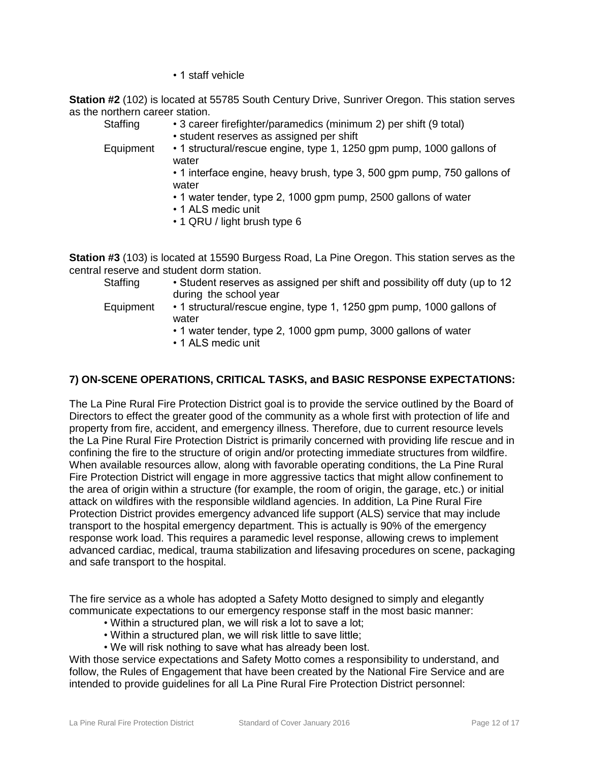• 1 staff vehicle

**Station #2** (102) is located at 55785 South Century Drive, Sunriver Oregon. This station serves as the northern career station.

Staffing
- 3 career firefighter/paramedics (minimum 2) per shift (9 total)
- student reserves as assigned per shift

Equipment
- 1 structural/rescue engine, type 1, 1250 gpm pump, 1000 gallons of water
- 1 interface engine, heavy brush, type 3, 500 gpm pump, 750 gallons of water
- 1 water tender, type 2, 1000 gpm pump, 2500 gallons of water
- 1 ALS medic unit
- 1 QRU / light brush type 6

**Station #3** (103) is located at 15590 Burgess Road, La Pine Oregon. This station serves as the central reserve and student dorm station.

Staffing
- Student reserves as assigned per shift and possibility off duty (up to 12 during the school year

Equipment
- 1 structural/rescue engine, type 1, 1250 gpm pump, 1000 gallons of water
- 1 water tender, type 2, 1000 gpm pump, 3000 gallons of water
- 1 ALS medic unit

### 7) ON-SCENE OPERATIONS, CRITICAL TASKS, and BASIC RESPONSE EXPECTATIONS:

The La Pine Rural Fire Protection District goal is to provide the service outlined by the Board of Directors to effect the greater good of the community as a whole first with protection of life and property from fire, accident, and emergency illness. Therefore, due to current resource levels the La Pine Rural Fire Protection District is primarily concerned with providing life rescue and in confining the fire to the structure of origin and/or protecting immediate structures from wildfire. When available resources allow, along with favorable operating conditions, the La Pine Rural Fire Protection District will engage in more aggressive tactics that might allow confinement to the area of origin within a structure (for example, the room of origin, the garage, etc.) or initial attack on wildfires with the responsible wildland agencies. In addition, La Pine Rural Fire Protection District provides emergency advanced life support (ALS) service that may include transport to the hospital emergency department. This is actually is 90% of the emergency response work load. This requires a paramedic level response, allowing crews to implement advanced cardiac, medical, trauma stabilization and lifesaving procedures on scene, packaging and safe transport to the hospital.

The fire service as a whole has adopted a Safety Motto designed to simply and elegantly communicate expectations to our emergency response staff in the most basic manner:

- Within a structured plan, we will risk a lot to save a lot;
- Within a structured plan, we will risk little to save little;
- We will risk nothing to save what has already been lost.

With those service expectations and Safety Motto comes a responsibility to understand, and follow, the Rules of Engagement that have been created by the National Fire Service and are intended to provide guidelines for all La Pine Rural Fire Protection District personnel: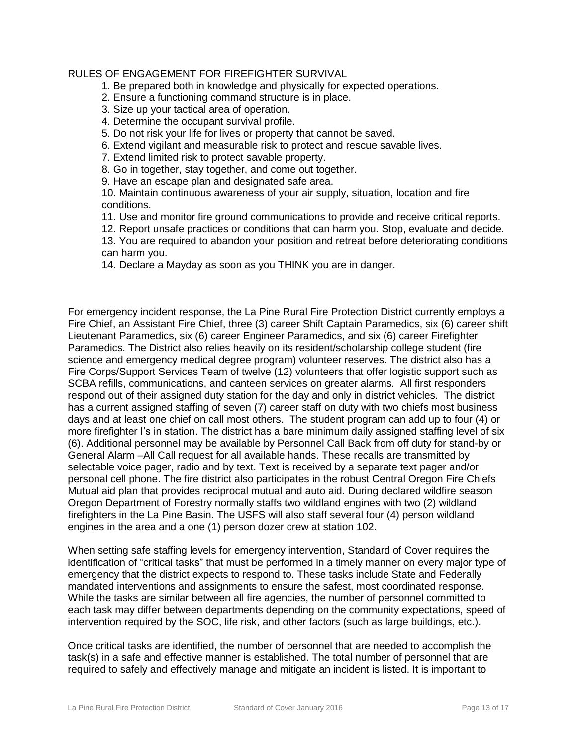RULES OF ENGAGEMENT FOR FIREFIGHTER SURVIVAL

1. Be prepared both in knowledge and physically for expected operations.
2. Ensure a functioning command structure is in place.
3. Size up your tactical area of operation.
4. Determine the occupant survival profile.
5. Do not risk your life for lives or property that cannot be saved.
6. Extend vigilant and measurable risk to protect and rescue savable lives.
7. Extend limited risk to protect savable property.
8. Go in together, stay together, and come out together.
9. Have an escape plan and designated safe area.
10. Maintain continuous awareness of your air supply, situation, location and fire conditions.
11. Use and monitor fire ground communications to provide and receive critical reports.
12. Report unsafe practices or conditions that can harm you. Stop, evaluate and decide.
13. You are required to abandon your position and retreat before deteriorating conditions can harm you.
14. Declare a Mayday as soon as you THINK you are in danger.

For emergency incident response, the La Pine Rural Fire Protection District currently employs a Fire Chief, an Assistant Fire Chief, three (3) career Shift Captain Paramedics, six (6) career shift Lieutenant Paramedics, six (6) career Engineer Paramedics, and six (6) career Firefighter Paramedics. The District also relies heavily on its resident/scholarship college student (fire science and emergency medical degree program) volunteer reserves. The district also has a Fire Corps/Support Services Team of twelve (12) volunteers that offer logistic support such as SCBA refills, communications, and canteen services on greater alarms. All first responders respond out of their assigned duty station for the day and only in district vehicles. The district has a current assigned staffing of seven (7) career staff on duty with two chiefs most business days and at least one chief on call most others. The student program can add up to four (4) or more firefighter I's in station. The district has a bare minimum daily assigned staffing level of six (6). Additional personnel may be available by Personnel Call Back from off duty for stand-by or General Alarm –All Call request for all available hands. These recalls are transmitted by selectable voice pager, radio and by text. Text is received by a separate text pager and/or personal cell phone. The fire district also participates in the robust Central Oregon Fire Chiefs Mutual aid plan that provides reciprocal mutual and auto aid. During declared wildfire season Oregon Department of Forestry normally staffs two wildland engines with two (2) wildland firefighters in the La Pine Basin. The USFS will also staff several four (4) person wildland engines in the area and a one (1) person dozer crew at station 102.

When setting safe staffing levels for emergency intervention, Standard of Cover requires the identification of "critical tasks" that must be performed in a timely manner on every major type of emergency that the district expects to respond to. These tasks include State and Federally mandated interventions and assignments to ensure the safest, most coordinated response. While the tasks are similar between all fire agencies, the number of personnel committed to each task may differ between departments depending on the community expectations, speed of intervention required by the SOC, life risk, and other factors (such as large buildings, etc.).

Once critical tasks are identified, the number of personnel that are needed to accomplish the task(s) in a safe and effective manner is established. The total number of personnel that are required to safely and effectively manage and mitigate an incident is listed. It is important to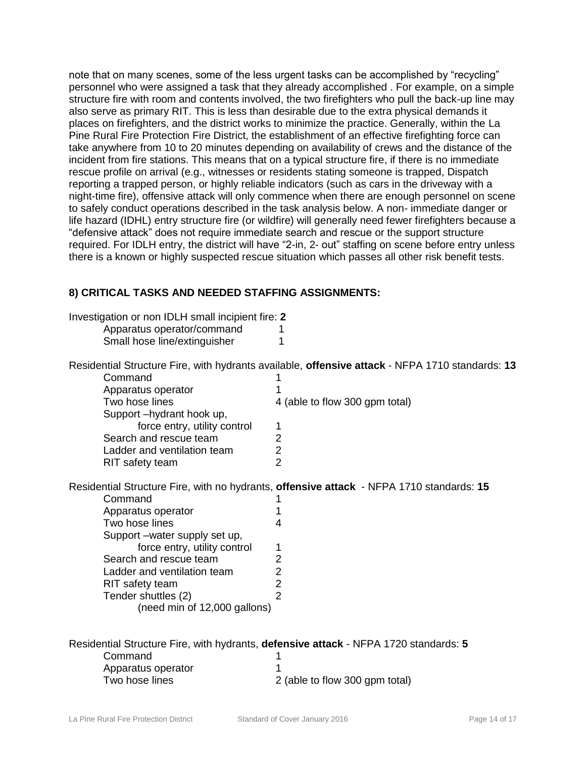note that on many scenes, some of the less urgent tasks can be accomplished by “recycling” personnel who were assigned a task that they already accomplished . For example, on a simple structure fire with room and contents involved, the two firefighters who pull the back-up line may also serve as primary RIT. This is less than desirable due to the extra physical demands it places on firefighters, and the district works to minimize the practice. Generally, within the La Pine Rural Fire Protection Fire District, the establishment of an effective firefighting force can take anywhere from 10 to 20 minutes depending on availability of crews and the distance of the incident from fire stations. This means that on a typical structure fire, if there is no immediate rescue profile on arrival (e.g., witnesses or residents stating someone is trapped, Dispatch reporting a trapped person, or highly reliable indicators (such as cars in the driveway with a night-time fire), offensive attack will only commence when there are enough personnel on scene to safely conduct operations described in the task analysis below. A non- immediate danger or life hazard (IDHL) entry structure fire (or wildfire) will generally need fewer firefighters because a “defensive attack” does not require immediate search and rescue or the support structure required. For IDLH entry, the district will have “2-in, 2- out” staffing on scene before entry unless there is a known or highly suspected rescue situation which passes all other risk benefit tests.

### 8) CRITICAL TASKS AND NEEDED STAFFING ASSIGNMENTS:

Investigation or non IDLH small incipient fire: **2**

| Task | Staffing |
| --- | --- |
| Apparatus operator/command | 1 |
| Small hose line/extinguisher | 1 |

Residential Structure Fire, with hydrants available, **offensive attack** - NFPA 1710 standards: **13**

| Task | Staffing |
| --- | --- |
| Command | 1 |
| Apparatus operator | 1 |
| Two hose lines | 4 (able to flow 300 gpm total) |
| Support –hydrant hook up, force entry, utility control | 1 |
| Search and rescue team | 2 |
| Ladder and ventilation team | 2 |
| RIT safety team | 2 |

Residential Structure Fire, with no hydrants, **offensive attack** - NFPA 1710 standards: **15**

| Task | Staffing |
| --- | --- |
| Command | 1 |
| Apparatus operator | 1 |
| Two hose lines | 4 |
| Support –water supply set up, force entry, utility control | 1 |
| Search and rescue team | 2 |
| Ladder and ventilation team | 2 |
| RIT safety team | 2 |
| Tender shuttles (2) (need min of 12,000 gallons) | 2 |

Residential Structure Fire, with hydrants, **defensive attack** - NFPA 1720 standards: **5**

| Task | Staffing |
| --- | --- |
| Command | 1 |
| Apparatus operator | 1 |
| Two hose lines | 2 (able to flow 300 gpm total) |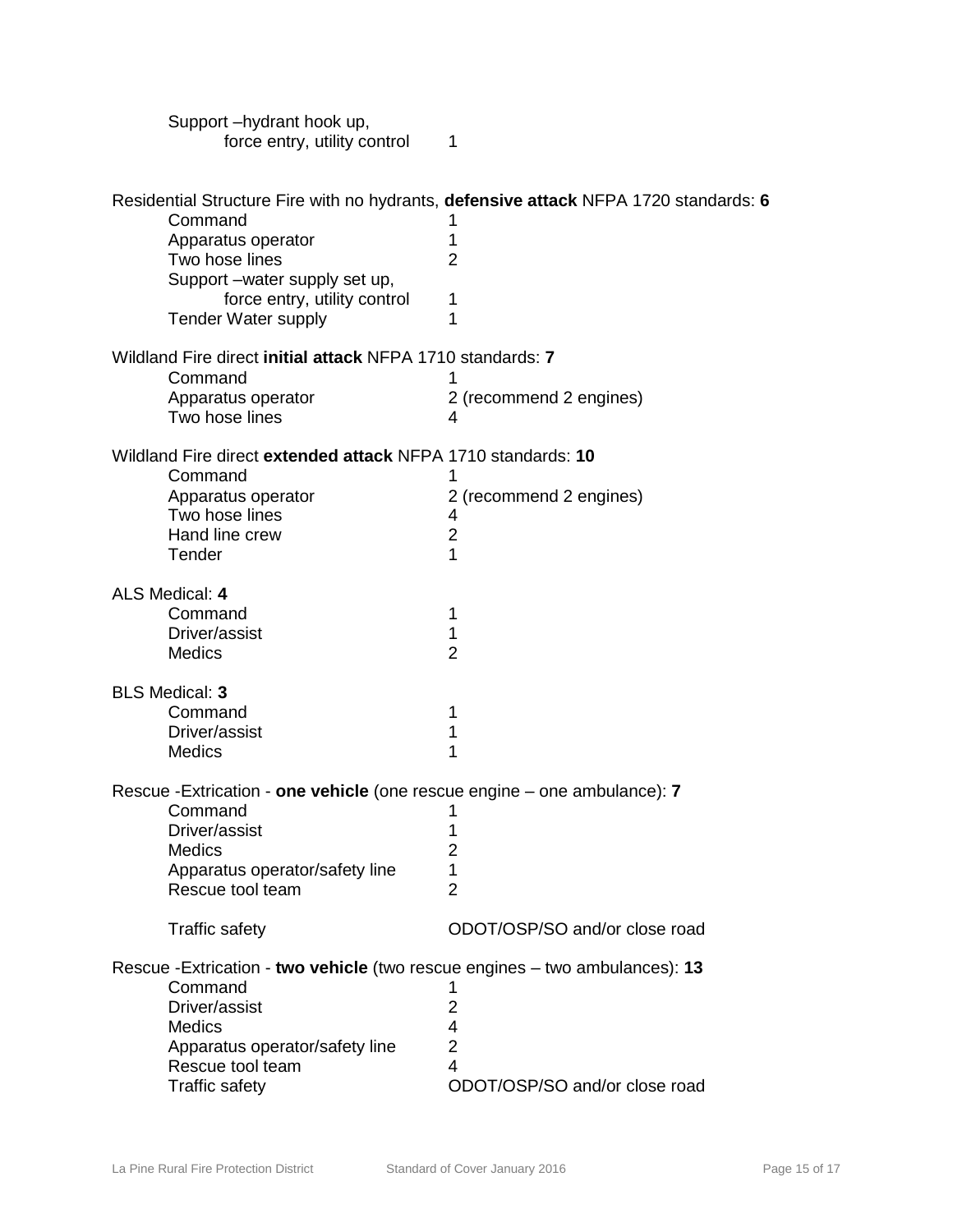Support –hydrant hook up,
force entry, utility control 1

Residential Structure Fire with no hydrants, **defensive attack** NFPA 1720 standards: **6**

| | |
|---|---|
| Command | 1 |
| Apparatus operator | 1 |
| Two hose lines | 2 |
| Support –water supply set up, force entry, utility control | 1 |
| Tender Water supply | 1 |

Wildland Fire direct **initial attack** NFPA 1710 standards: **7**

| | |
|---|---|
| Command | 1 |
| Apparatus operator | 2 (recommend 2 engines) |
| Two hose lines | 4 |

Wildland Fire direct **extended attack** NFPA 1710 standards: **10**

| | |
|---|---|
| Command | 1 |
| Apparatus operator | 2 (recommend 2 engines) |
| Two hose lines | 4 |
| Hand line crew | 2 |
| Tender | 1 |

ALS Medical: **4**

| | |
|---|---|
| Command | 1 |
| Driver/assist | 1 |
| Medics | 2 |

BLS Medical: **3**

| | |
|---|---|
| Command | 1 |
| Driver/assist | 1 |
| Medics | 1 |

Rescue -Extrication - **one vehicle** (one rescue engine – one ambulance): **7**

| | |
|---|---|
| Command | 1 |
| Driver/assist | 1 |
| Medics | 2 |
| Apparatus operator/safety line | 1 |
| Rescue tool team | 2 |
| Traffic safety | ODOT/OSP/SO and/or close road |

Rescue -Extrication - **two vehicle** (two rescue engines – two ambulances): **13**

| | |
|---|---|
| Command | 1 |
| Driver/assist | 2 |
| Medics | 4 |
| Apparatus operator/safety line | 2 |
| Rescue tool team | 4 |
| Traffic safety | ODOT/OSP/SO and/or close road |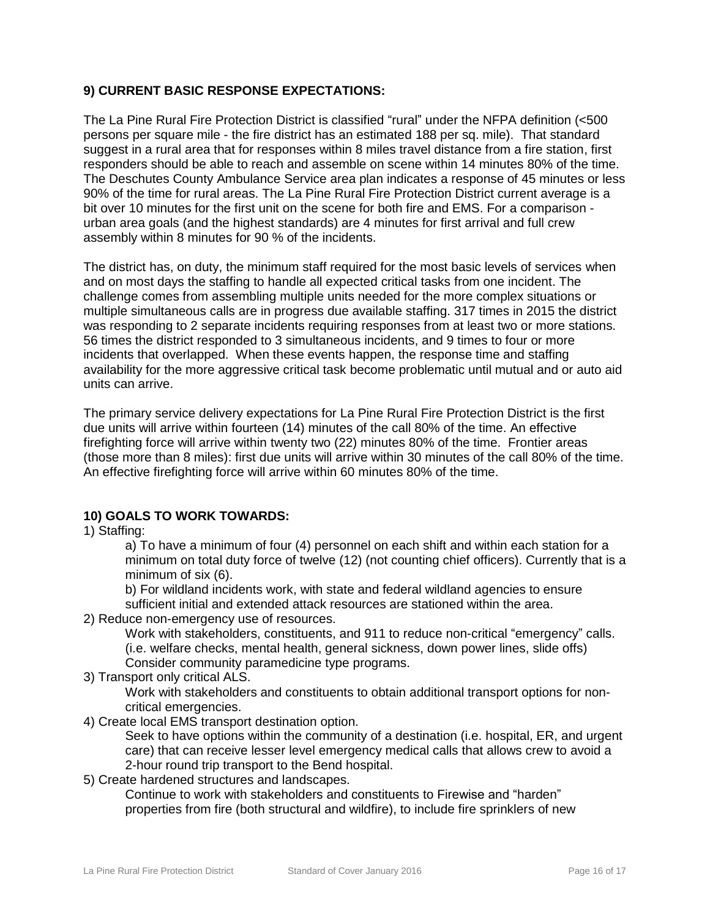**9) CURRENT BASIC RESPONSE EXPECTATIONS:**

The La Pine Rural Fire Protection District is classified "rural" under the NFPA definition (<500 persons per square mile - the fire district has an estimated 188 per sq. mile). That standard suggest in a rural area that for responses within 8 miles travel distance from a fire station, first responders should be able to reach and assemble on scene within 14 minutes 80% of the time. The Deschutes County Ambulance Service area plan indicates a response of 45 minutes or less 90% of the time for rural areas. The La Pine Rural Fire Protection District current average is a bit over 10 minutes for the first unit on the scene for both fire and EMS. For a comparison - urban area goals (and the highest standards) are 4 minutes for first arrival and full crew assembly within 8 minutes for 90 % of the incidents.

The district has, on duty, the minimum staff required for the most basic levels of services when and on most days the staffing to handle all expected critical tasks from one incident. The challenge comes from assembling multiple units needed for the more complex situations or multiple simultaneous calls are in progress due available staffing. 317 times in 2015 the district was responding to 2 separate incidents requiring responses from at least two or more stations. 56 times the district responded to 3 simultaneous incidents, and 9 times to four or more incidents that overlapped. When these events happen, the response time and staffing availability for the more aggressive critical task become problematic until mutual and or auto aid units can arrive.

The primary service delivery expectations for La Pine Rural Fire Protection District is the first due units will arrive within fourteen (14) minutes of the call 80% of the time. An effective firefighting force will arrive within twenty two (22) minutes 80% of the time. Frontier areas (those more than 8 miles): first due units will arrive within 30 minutes of the call 80% of the time. An effective firefighting force will arrive within 60 minutes 80% of the time.

**10) GOALS TO WORK TOWARDS:**

1) Staffing:

   a) To have a minimum of four (4) personnel on each shift and within each station for a minimum on total duty force of twelve (12) (not counting chief officers). Currently that is a minimum of six (6).

   b) For wildland incidents work, with state and federal wildland agencies to ensure sufficient initial and extended attack resources are stationed within the area.

2) Reduce non-emergency use of resources.

   Work with stakeholders, constituents, and 911 to reduce non-critical "emergency" calls. (i.e. welfare checks, mental health, general sickness, down power lines, slide offs) Consider community paramedicine type programs.

3) Transport only critical ALS.

   Work with stakeholders and constituents to obtain additional transport options for non-critical emergencies.

4) Create local EMS transport destination option.

   Seek to have options within the community of a destination (i.e. hospital, ER, and urgent care) that can receive lesser level emergency medical calls that allows crew to avoid a 2-hour round trip transport to the Bend hospital.

5) Create hardened structures and landscapes.

   Continue to work with stakeholders and constituents to Firewise and "harden" properties from fire (both structural and wildfire), to include fire sprinklers of new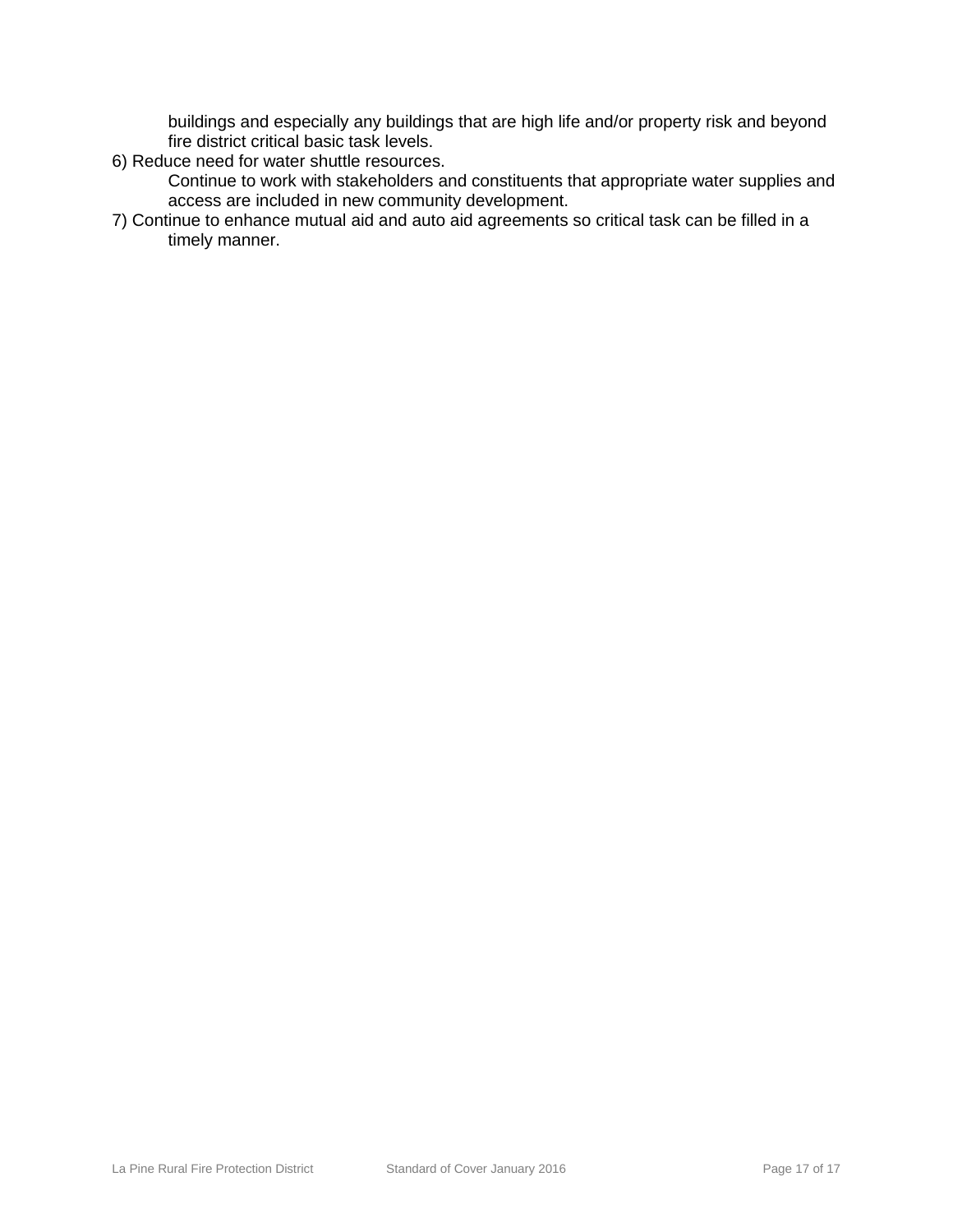buildings and especially any buildings that are high life and/or property risk and beyond fire district critical basic task levels.

6) Reduce need for water shuttle resources.
   Continue to work with stakeholders and constituents that appropriate water supplies and access are included in new community development.

7) Continue to enhance mutual aid and auto aid agreements so critical task can be filled in a timely manner.